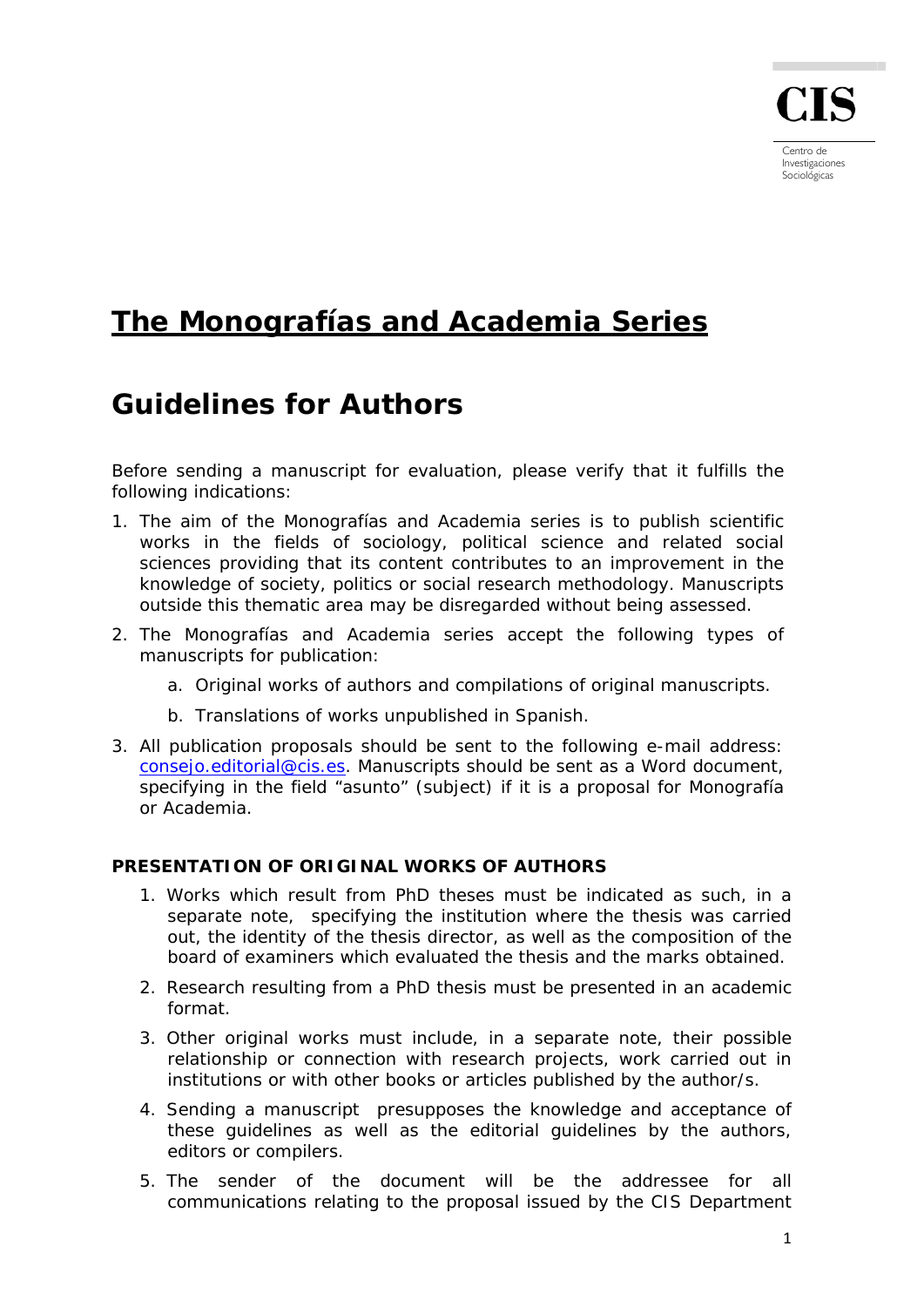CIS

Centro de Investigaciones Sociológicas

# The Monografías and Academia Series

# Guidelines for Authors

Before sending a manuscript for evaluation, please verify that it fulfills the following indications:

1. The aim of the Monografías and Academia series is to publish scientific works in the fields of sociology, political science and related social sciences providing that its content contributes to an improvement in the knowledge of society, politics or social research methodology. Manuscripts outside this thematic area may be disregarded without being assessed.
2. The Monografías and Academia series accept the following types of manuscripts for publication:
   a. Original works of authors and compilations of original manuscripts.
   b. Translations of works unpublished in Spanish.
3. All publication proposals should be sent to the following e-mail address: consejo.editorial@cis.es. Manuscripts should be sent as a Word document, specifying in the field "asunto" (subject) if it is a proposal for Monografía or Academia.

**PRESENTATION OF ORIGINAL WORKS OF AUTHORS**

1. Works which result from PhD theses must be indicated as such, in a separate note, specifying the institution where the thesis was carried out, the identity of the thesis director, as well as the composition of the board of examiners which evaluated the thesis and the marks obtained.
2. Research resulting from a PhD thesis must be presented in an academic format.
3. Other original works must include, in a separate note, their possible relationship or connection with research projects, work carried out in institutions or with other books or articles published by the author/s.
4. Sending a manuscript presupposes the knowledge and acceptance of these guidelines as well as the editorial guidelines by the authors, editors or compilers.
5. The sender of the document will be the addressee for all communications relating to the proposal issued by the CIS Department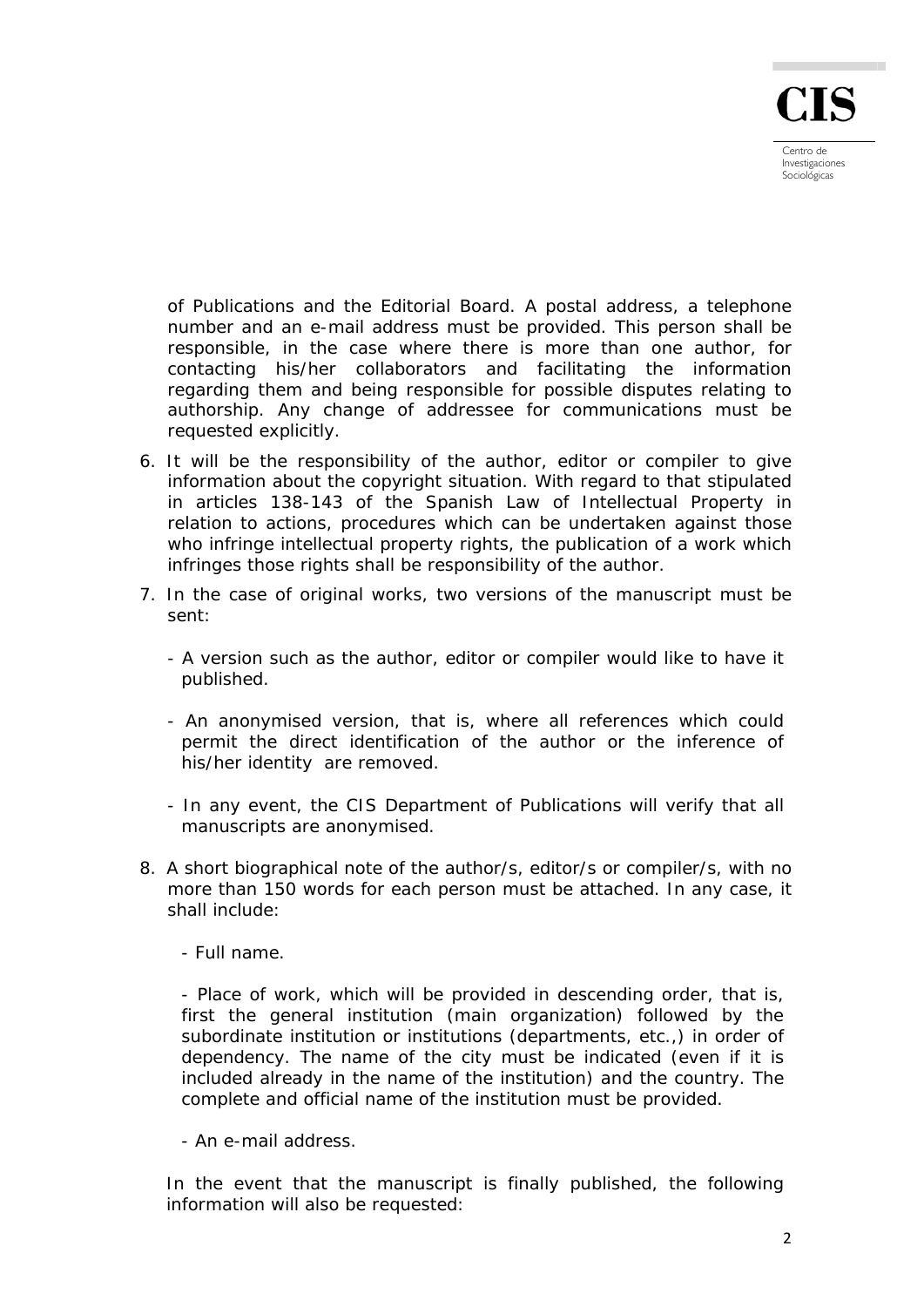of Publications and the Editorial Board. A postal address, a telephone number and an e-mail address must be provided. This person shall be responsible, in the case where there is more than one author, for contacting his/her collaborators and facilitating the information regarding them and being responsible for possible disputes relating to authorship. Any change of addressee for communications must be requested explicitly.

6. It will be the responsibility of the author, editor or compiler to give information about the copyright situation. With regard to that stipulated in articles 138-143 of the Spanish Law of Intellectual Property in relation to actions, procedures which can be undertaken against those who infringe intellectual property rights, the publication of a work which infringes those rights shall be responsibility of the author.

7. In the case of original works, two versions of the manuscript must be sent:

   - A version such as the author, editor or compiler would like to have it published.

   - An anonymised version, that is, where all references which could permit the direct identification of the author or the inference of his/her identity are removed.

   - In any event, the CIS Department of Publications will verify that all manuscripts are anonymised.

8. A short biographical note of the author/s, editor/s or compiler/s, with no more than 150 words for each person must be attached. In any case, it shall include:

   - Full name.

   - Place of work, which will be provided in descending order, that is, first the general institution (main organization) followed by the subordinate institution or institutions (departments, etc.,) in order of dependency. The name of the city must be indicated (even if it is included already in the name of the institution) and the country. The complete and official name of the institution must be provided.

   - An e-mail address.

   In the event that the manuscript is finally published, the following information will also be requested: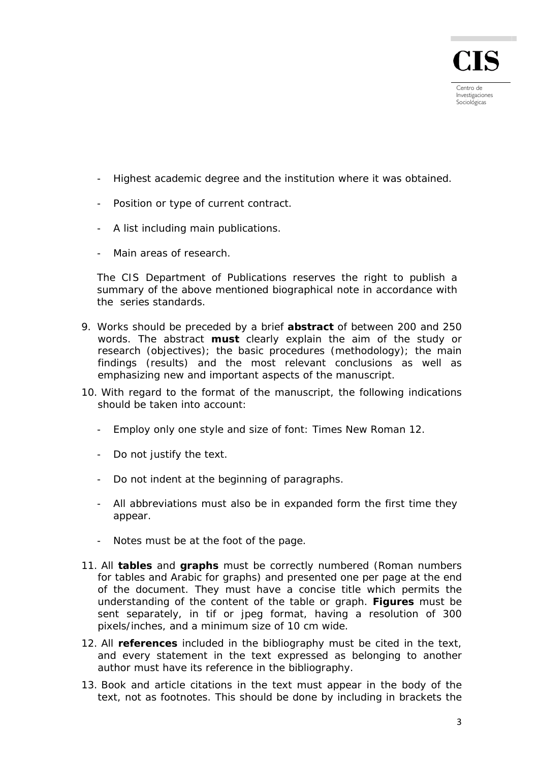- Highest academic degree and the institution where it was obtained.
- Position or type of current contract.
- A list including main publications.
- Main areas of research.

The CIS Department of Publications reserves the right to publish a summary of the above mentioned biographical note in accordance with the series standards.

9. Works should be preceded by a brief **abstract** of between 200 and 250 words. The abstract **must** clearly explain the aim of the study or research (objectives); the basic procedures (methodology); the main findings (results) and the most relevant conclusions as well as emphasizing new and important aspects of the manuscript.

10. With regard to the format of the manuscript, the following indications should be taken into account:

    - Employ only one style and size of font: Times New Roman 12.
    - Do not justify the text.
    - Do not indent at the beginning of paragraphs.
    - All abbreviations must also be in expanded form the first time they appear.
    - Notes must be at the foot of the page.

11. All **tables** and **graphs** must be correctly numbered (Roman numbers for tables and Arabic for graphs) and presented one per page at the end of the document. They must have a concise title which permits the understanding of the content of the table or graph. **Figures** must be sent separately, in tif or jpeg format, having a resolution of 300 pixels/inches, and a minimum size of 10 cm wide.

12. All **references** included in the bibliography must be cited in the text, and every statement in the text expressed as belonging to another author must have its reference in the bibliography.

13. Book and article citations in the text must appear in the body of the text, not as footnotes. This should be done by including in brackets the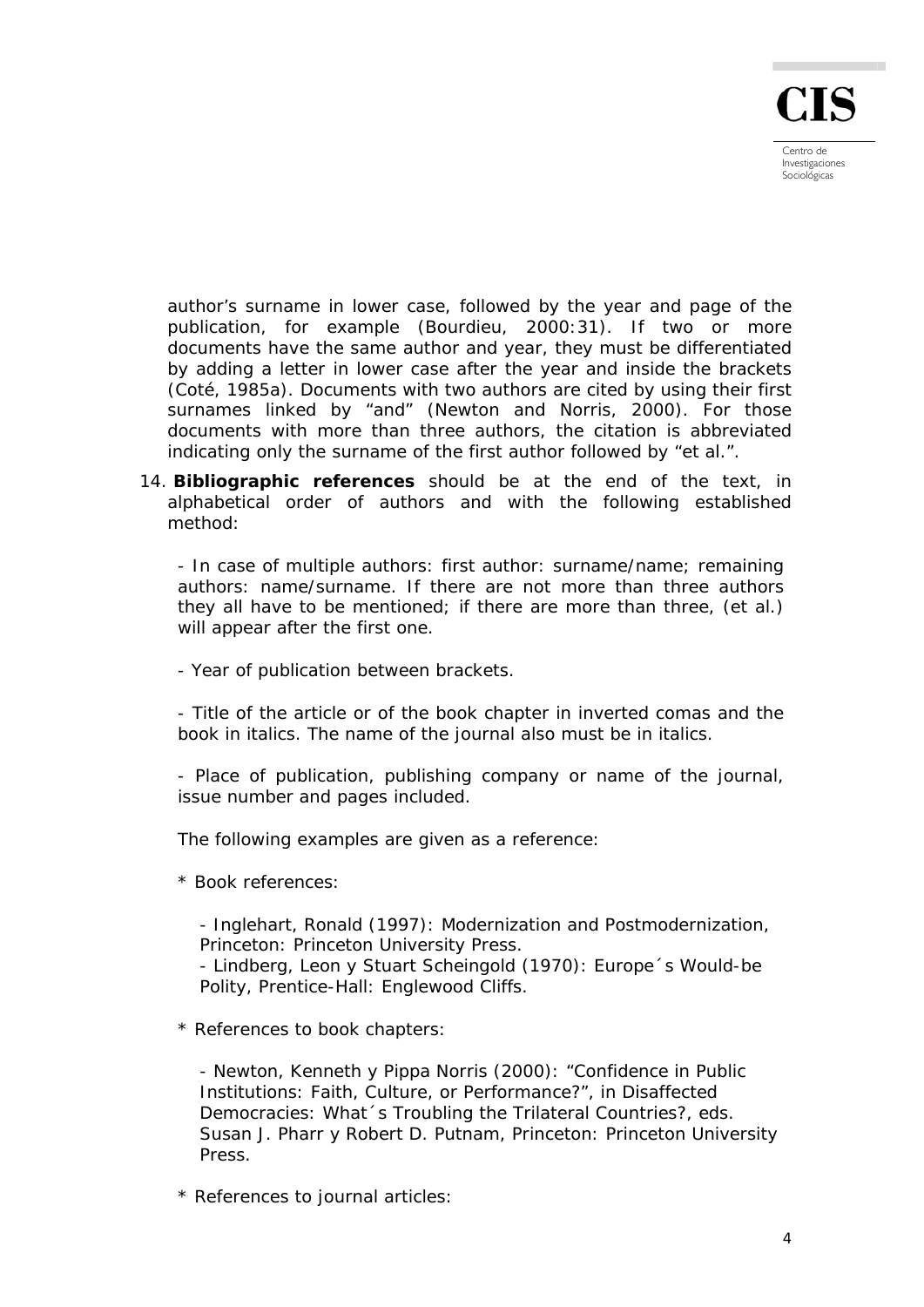author's surname in lower case, followed by the year and page of the publication, for example (Bourdieu, 2000:31). If two or more documents have the same author and year, they must be differentiated by adding a letter in lower case after the year and inside the brackets (Coté, 1985a). Documents with two authors are cited by using their first surnames linked by "and" (Newton and Norris, 2000). For those documents with more than three authors, the citation is abbreviated indicating only the surname of the first author followed by "et al.".

14. **Bibliographic references** should be at the end of the text, in alphabetical order of authors and with the following established method:

    - In case of multiple authors: first author: surname/name; remaining authors: name/surname. If there are not more than three authors they all have to be mentioned; if there are more than three, (et al.) will appear after the first one.

    - Year of publication between brackets.

    - Title of the article or of the book chapter in inverted comas and the book in italics. The name of the journal also must be in italics.

    - Place of publication, publishing company or name of the journal, issue number and pages included.

    The following examples are given as a reference:

    \* Book references:

    - Inglehart, Ronald (1997): Modernization and Postmodernization, Princeton: Princeton University Press.
    - Lindberg, Leon y Stuart Scheingold (1970): Europe´s Would-be Polity, Prentice-Hall: Englewood Cliffs.

    \* References to book chapters:

    - Newton, Kenneth y Pippa Norris (2000): "Confidence in Public Institutions: Faith, Culture, or Performance?", in Disaffected Democracies: What´s Troubling the Trilateral Countries?, eds. Susan J. Pharr y Robert D. Putnam, Princeton: Princeton University Press.

    \* References to journal articles: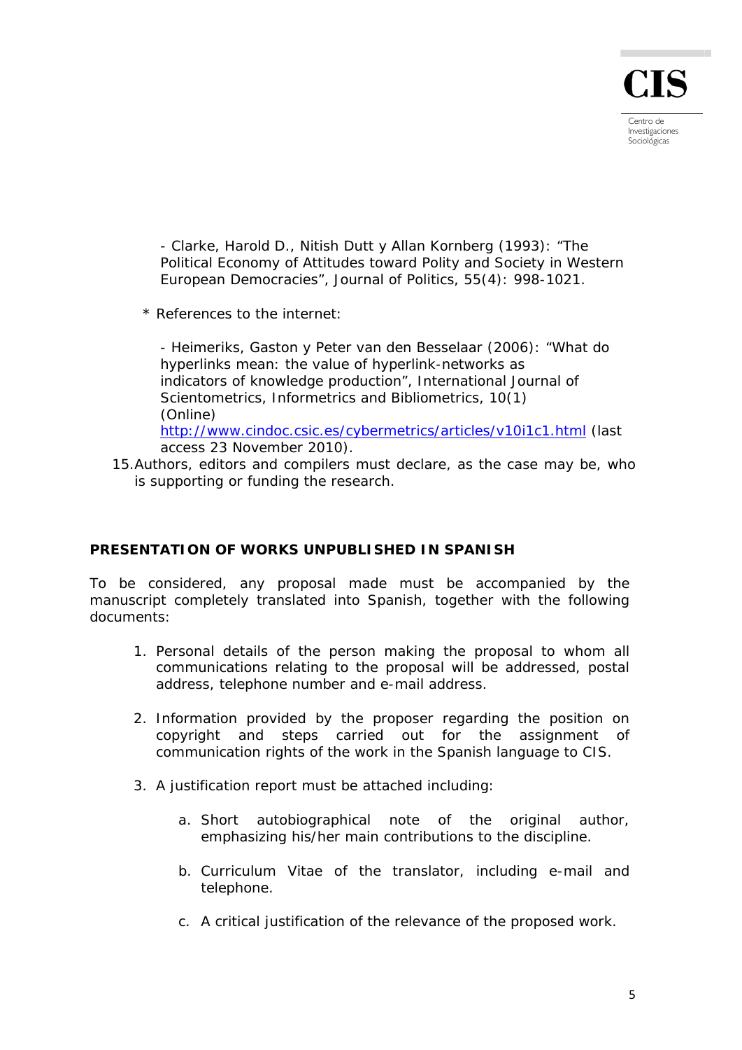- Clarke, Harold D., Nitish Dutt y Allan Kornberg (1993): "The Political Economy of Attitudes toward Polity and Society in Western European Democracies", Journal of Politics, 55(4): 998-1021.

\* References to the internet:

- Heimeriks, Gaston y Peter van den Besselaar (2006): "What do hyperlinks mean: the value of hyperlink-networks as indicators of knowledge production", International Journal of Scientometrics, Informetrics and Bibliometrics, 10(1) (Online) http://www.cindoc.csic.es/cybermetrics/articles/v10i1c1.html (last access 23 November 2010).

15. Authors, editors and compilers must declare, as the case may be, who is supporting or funding the research.

**PRESENTATION OF WORKS UNPUBLISHED IN SPANISH**

To be considered, any proposal made must be accompanied by the manuscript completely translated into Spanish, together with the following documents:

1. Personal details of the person making the proposal to whom all communications relating to the proposal will be addressed, postal address, telephone number and e-mail address.

2. Information provided by the proposer regarding the position on copyright and steps carried out for the assignment of communication rights of the work in the Spanish language to CIS.

3. A justification report must be attached including:

    a. Short autobiographical note of the original author, emphasizing his/her main contributions to the discipline.

    b. Curriculum Vitae of the translator, including e-mail and telephone.

    c. A critical justification of the relevance of the proposed work.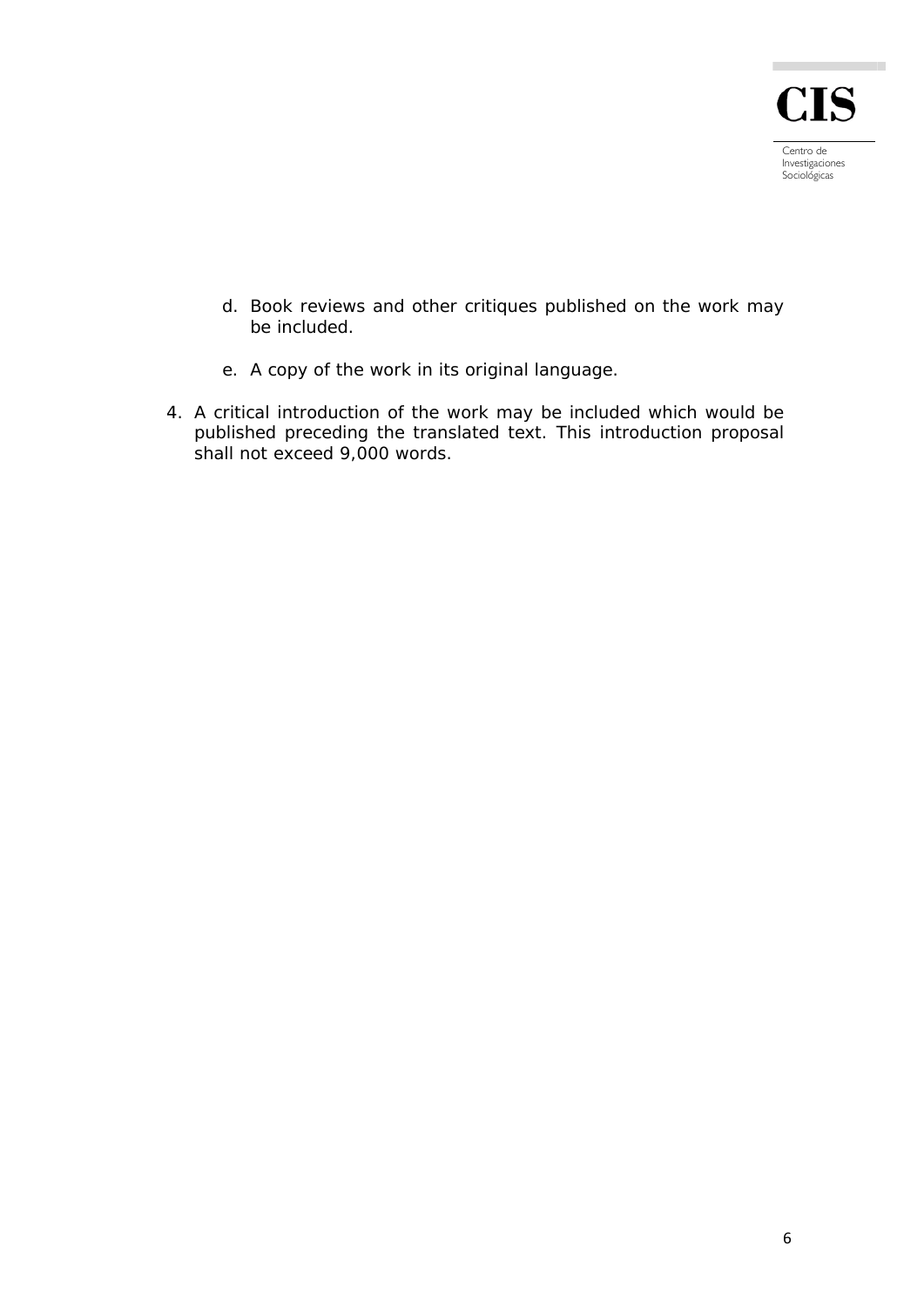d. Book reviews and other critiques published on the work may be included.

e. A copy of the work in its original language.

4. A critical introduction of the work may be included which would be published preceding the translated text. This introduction proposal shall not exceed 9,000 words.